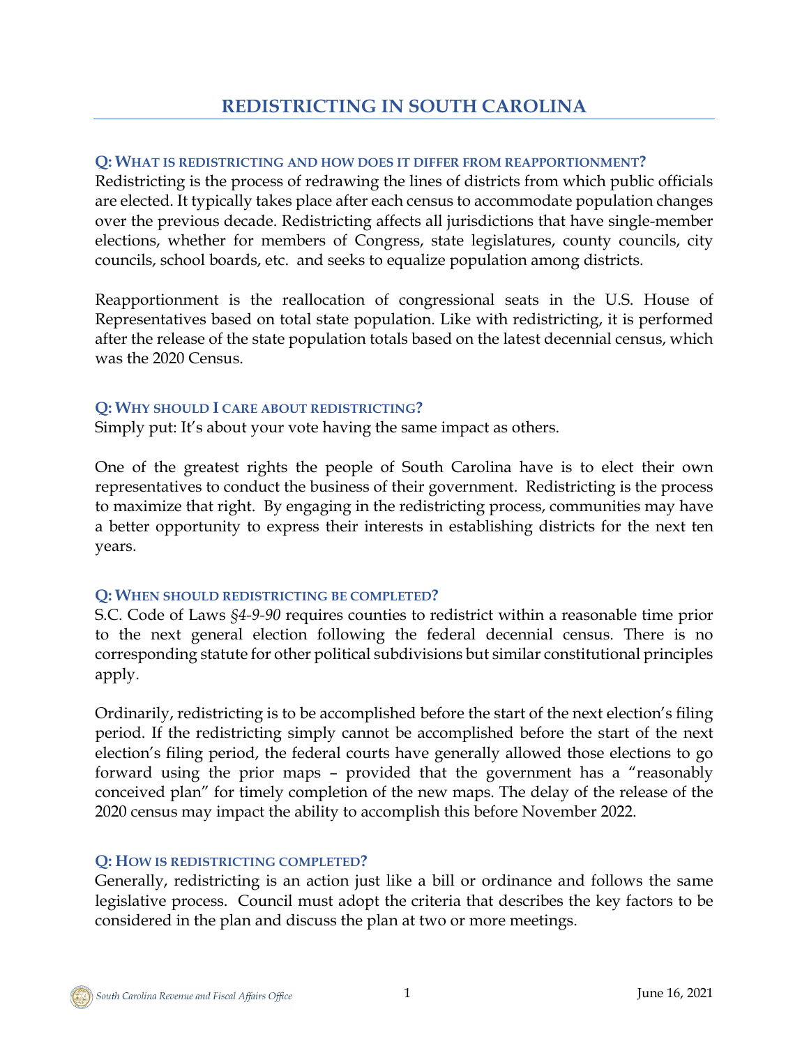# REDISTRICTING IN SOUTH CAROLINA

### Q: What is redistricting and how does it differ from reapportionment?

Redistricting is the process of redrawing the lines of districts from which public officials are elected. It typically takes place after each census to accommodate population changes over the previous decade. Redistricting affects all jurisdictions that have single-member elections, whether for members of Congress, state legislatures, county councils, city councils, school boards, etc. and seeks to equalize population among districts.

Reapportionment is the reallocation of congressional seats in the U.S. House of Representatives based on total state population. Like with redistricting, it is performed after the release of the state population totals based on the latest decennial census, which was the 2020 Census.

### Q: Why should I care about redistricting?

Simply put: It's about your vote having the same impact as others.

One of the greatest rights the people of South Carolina have is to elect their own representatives to conduct the business of their government. Redistricting is the process to maximize that right. By engaging in the redistricting process, communities may have a better opportunity to express their interests in establishing districts for the next ten years.

### Q: When should redistricting be completed?

S.C. Code of Laws *§4-9-90* requires counties to redistrict within a reasonable time prior to the next general election following the federal decennial census. There is no corresponding statute for other political subdivisions but similar constitutional principles apply.

Ordinarily, redistricting is to be accomplished before the start of the next election's filing period. If the redistricting simply cannot be accomplished before the start of the next election's filing period, the federal courts have generally allowed those elections to go forward using the prior maps – provided that the government has a "reasonably conceived plan" for timely completion of the new maps. The delay of the release of the 2020 census may impact the ability to accomplish this before November 2022.

### Q: How is redistricting completed?

Generally, redistricting is an action just like a bill or ordinance and follows the same legislative process. Council must adopt the criteria that describes the key factors to be considered in the plan and discuss the plan at two or more meetings.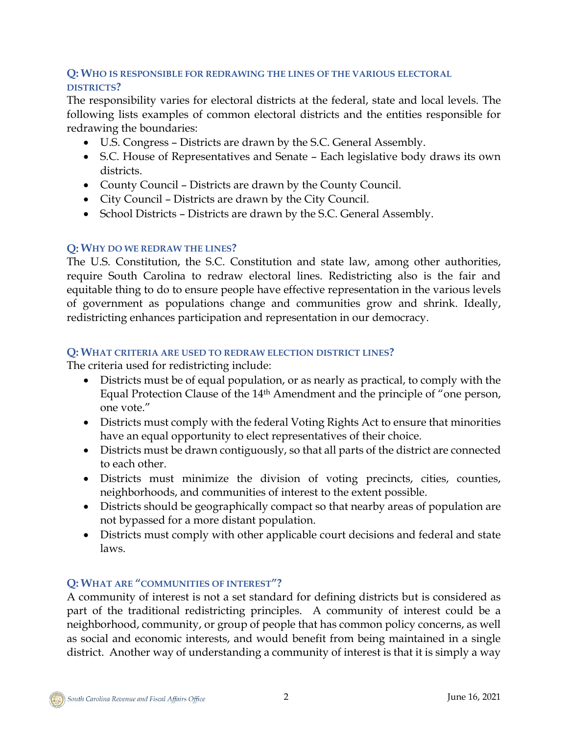### Q: Who is responsible for redrawing the lines of the various electoral districts?

The responsibility varies for electoral districts at the federal, state and local levels. The following lists examples of common electoral districts and the entities responsible for redrawing the boundaries:

- U.S. Congress – Districts are drawn by the S.C. General Assembly.
- S.C. House of Representatives and Senate – Each legislative body draws its own districts.
- County Council – Districts are drawn by the County Council.
- City Council – Districts are drawn by the City Council.
- School Districts – Districts are drawn by the S.C. General Assembly.

### Q: Why do we redraw the lines?

The U.S. Constitution, the S.C. Constitution and state law, among other authorities, require South Carolina to redraw electoral lines. Redistricting also is the fair and equitable thing to do to ensure people have effective representation in the various levels of government as populations change and communities grow and shrink. Ideally, redistricting enhances participation and representation in our democracy.

### Q: What criteria are used to redraw election district lines?

The criteria used for redistricting include:

- Districts must be of equal population, or as nearly as practical, to comply with the Equal Protection Clause of the 14th Amendment and the principle of "one person, one vote."
- Districts must comply with the federal Voting Rights Act to ensure that minorities have an equal opportunity to elect representatives of their choice.
- Districts must be drawn contiguously, so that all parts of the district are connected to each other.
- Districts must minimize the division of voting precincts, cities, counties, neighborhoods, and communities of interest to the extent possible.
- Districts should be geographically compact so that nearby areas of population are not bypassed for a more distant population.
- Districts must comply with other applicable court decisions and federal and state laws.

### Q: What are "communities of interest"?

A community of interest is not a set standard for defining districts but is considered as part of the traditional redistricting principles. A community of interest could be a neighborhood, community, or group of people that has common policy concerns, as well as social and economic interests, and would benefit from being maintained in a single district. Another way of understanding a community of interest is that it is simply a way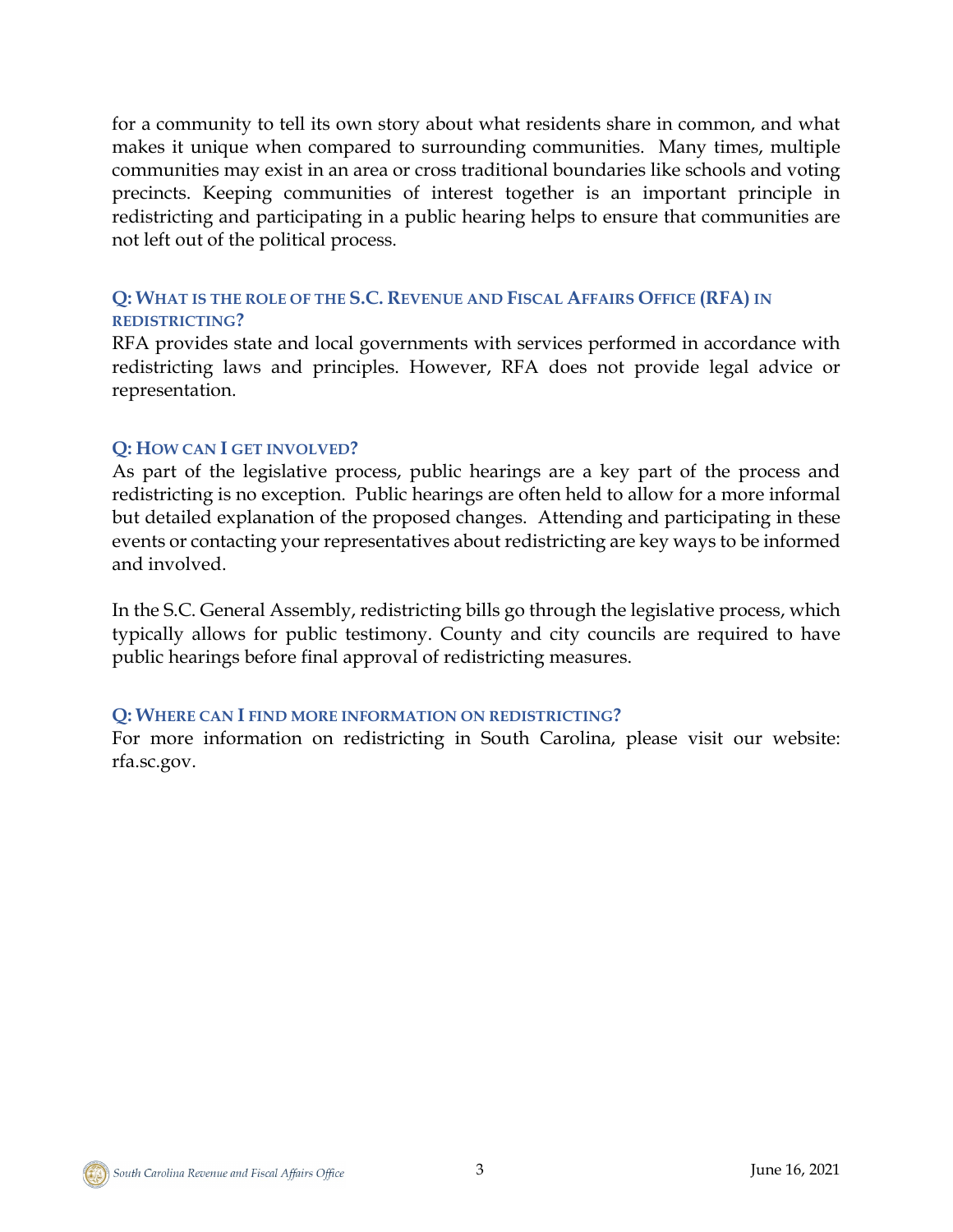for a community to tell its own story about what residents share in common, and what makes it unique when compared to surrounding communities. Many times, multiple communities may exist in an area or cross traditional boundaries like schools and voting precincts. Keeping communities of interest together is an important principle in redistricting and participating in a public hearing helps to ensure that communities are not left out of the political process.

### Q: What is the role of the S.C. Revenue and Fiscal Affairs Office (RFA) in redistricting?

RFA provides state and local governments with services performed in accordance with redistricting laws and principles. However, RFA does not provide legal advice or representation.

### Q: How can I get involved?

As part of the legislative process, public hearings are a key part of the process and redistricting is no exception. Public hearings are often held to allow for a more informal but detailed explanation of the proposed changes. Attending and participating in these events or contacting your representatives about redistricting are key ways to be informed and involved.

In the S.C. General Assembly, redistricting bills go through the legislative process, which typically allows for public testimony. County and city councils are required to have public hearings before final approval of redistricting measures.

### Q: Where can I find more information on redistricting?

For more information on redistricting in South Carolina, please visit our website: rfa.sc.gov.